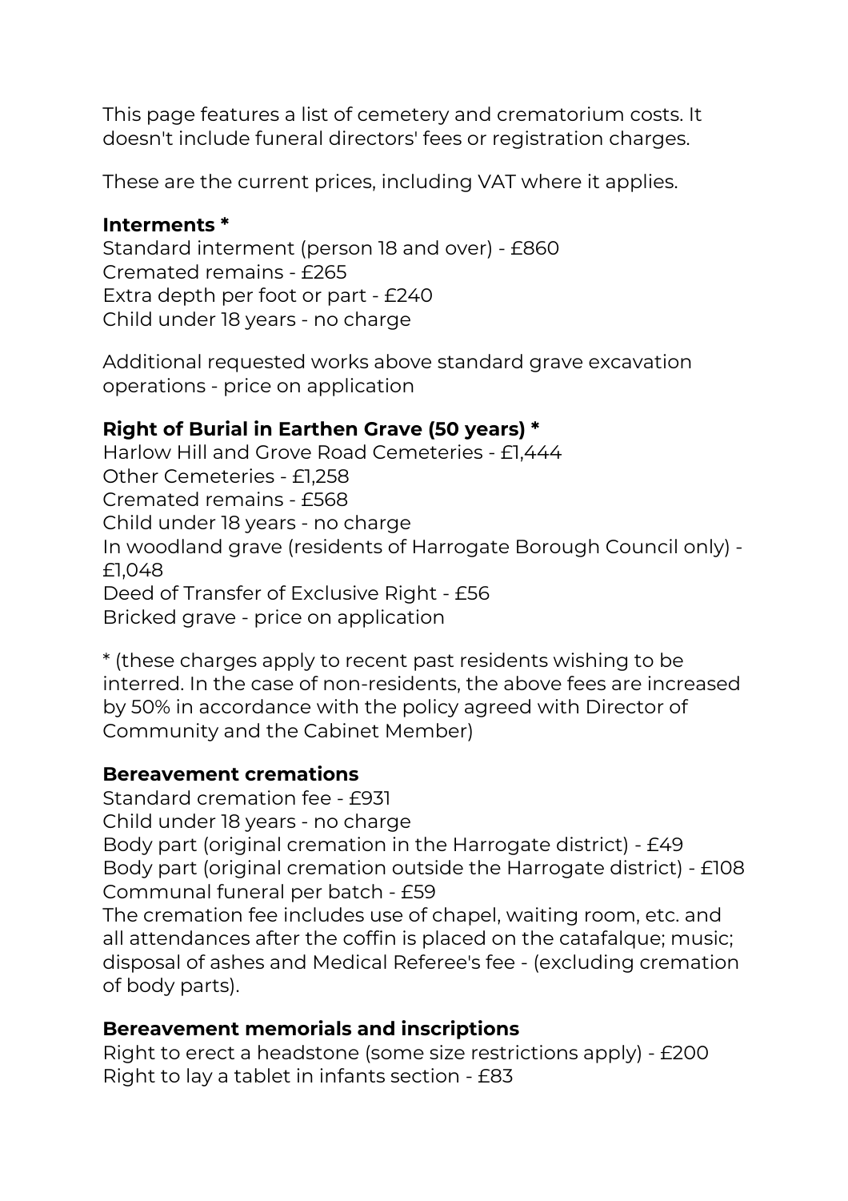This page features a list of cemetery and crematorium costs. It doesn't include funeral directors' fees or registration charges.

These are the current prices, including VAT where it applies.

**Interments ***
Standard interment (person 18 and over) - £860
Cremated remains - £265
Extra depth per foot or part - £240
Child under 18 years - no charge

Additional requested works above standard grave excavation operations - price on application

**Right of Burial in Earthen Grave (50 years) ***
Harlow Hill and Grove Road Cemeteries - £1,444
Other Cemeteries - £1,258
Cremated remains - £568
Child under 18 years - no charge
In woodland grave (residents of Harrogate Borough Council only) - £1,048
Deed of Transfer of Exclusive Right - £56
Bricked grave - price on application

* (these charges apply to recent past residents wishing to be interred. In the case of non-residents, the above fees are increased by 50% in accordance with the policy agreed with Director of Community and the Cabinet Member)

**Bereavement cremations**
Standard cremation fee - £931
Child under 18 years - no charge
Body part (original cremation in the Harrogate district) - £49
Body part (original cremation outside the Harrogate district) - £108
Communal funeral per batch - £59
The cremation fee includes use of chapel, waiting room, etc. and all attendances after the coffin is placed on the catafalque; music; disposal of ashes and Medical Referee's fee - (excluding cremation of body parts).

**Bereavement memorials and inscriptions**
Right to erect a headstone (some size restrictions apply) - £200
Right to lay a tablet in infants section - £83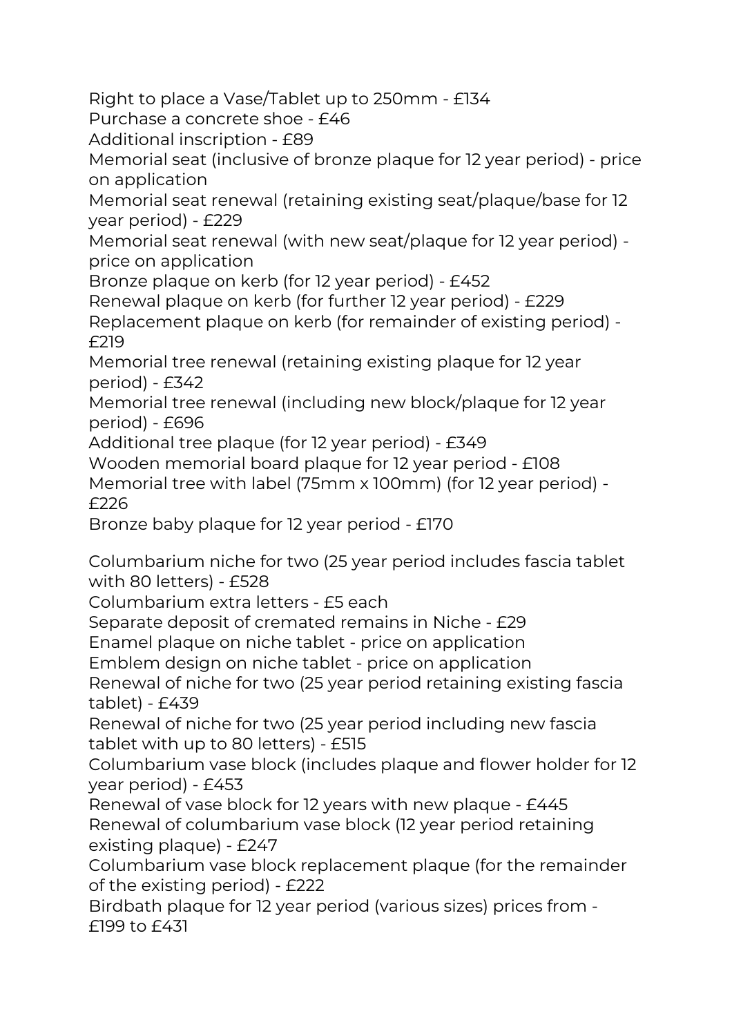Right to place a Vase/Tablet up to 250mm - £134
Purchase a concrete shoe - £46
Additional inscription - £89
Memorial seat (inclusive of bronze plaque for 12 year period) - price on application
Memorial seat renewal (retaining existing seat/plaque/base for 12 year period) - £229
Memorial seat renewal (with new seat/plaque for 12 year period) - price on application
Bronze plaque on kerb (for 12 year period) - £452
Renewal plaque on kerb (for further 12 year period) - £229
Replacement plaque on kerb (for remainder of existing period) - £219
Memorial tree renewal (retaining existing plaque for 12 year period) - £342
Memorial tree renewal (including new block/plaque for 12 year period) - £696
Additional tree plaque (for 12 year period) - £349
Wooden memorial board plaque for 12 year period - £108
Memorial tree with label (75mm x 100mm) (for 12 year period) - £226
Bronze baby plaque for 12 year period - £170

Columbarium niche for two (25 year period includes fascia tablet with 80 letters) - £528
Columbarium extra letters - £5 each
Separate deposit of cremated remains in Niche - £29
Enamel plaque on niche tablet - price on application
Emblem design on niche tablet - price on application
Renewal of niche for two (25 year period retaining existing fascia tablet) - £439
Renewal of niche for two (25 year period including new fascia tablet with up to 80 letters) - £515
Columbarium vase block (includes plaque and flower holder for 12 year period) - £453
Renewal of vase block for 12 years with new plaque - £445
Renewal of columbarium vase block (12 year period retaining existing plaque) - £247
Columbarium vase block replacement plaque (for the remainder of the existing period) - £222
Birdbath plaque for 12 year period (various sizes) prices from - £199 to £431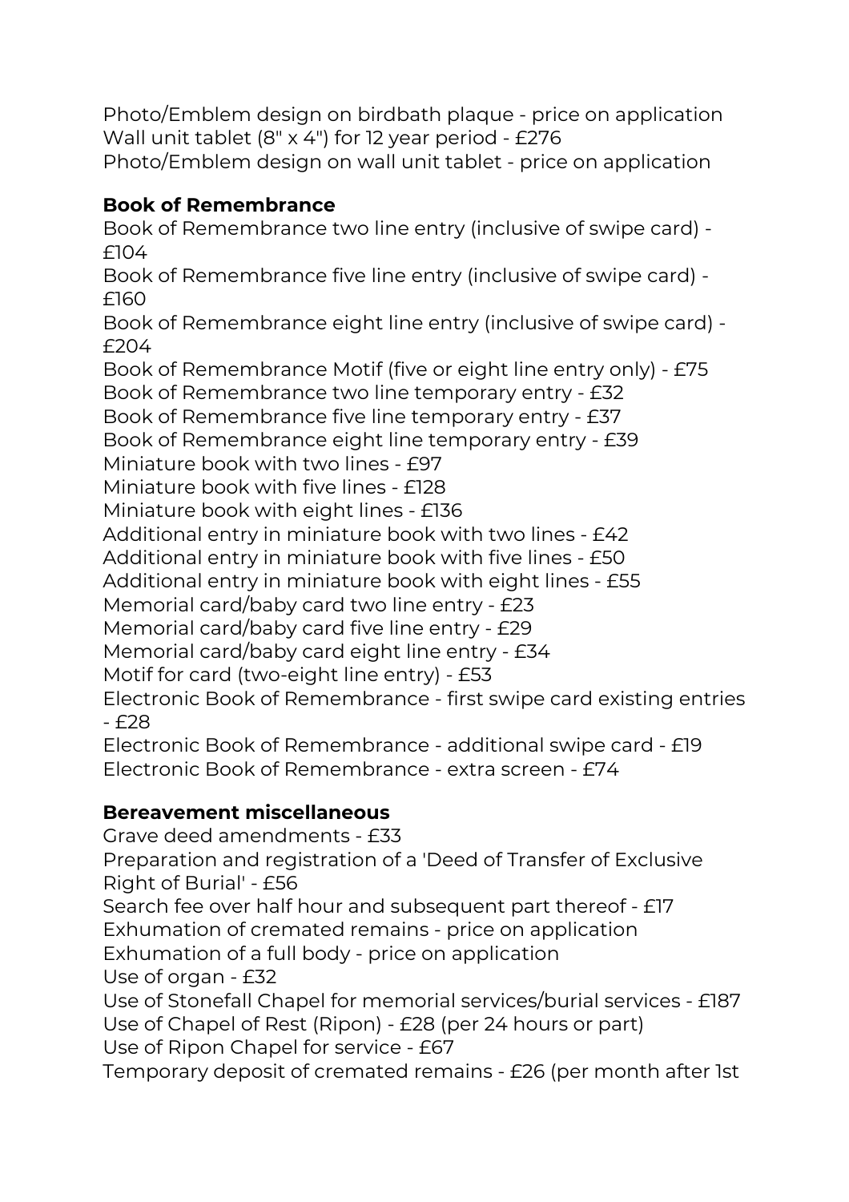Photo/Emblem design on birdbath plaque - price on application
Wall unit tablet (8" x 4") for 12 year period - £276
Photo/Emblem design on wall unit tablet - price on application

**Book of Remembrance**

Book of Remembrance two line entry (inclusive of swipe card) - £104
Book of Remembrance five line entry (inclusive of swipe card) - £160
Book of Remembrance eight line entry (inclusive of swipe card) - £204
Book of Remembrance Motif (five or eight line entry only) - £75
Book of Remembrance two line temporary entry - £32
Book of Remembrance five line temporary entry - £37
Book of Remembrance eight line temporary entry - £39
Miniature book with two lines - £97
Miniature book with five lines - £128
Miniature book with eight lines - £136
Additional entry in miniature book with two lines - £42
Additional entry in miniature book with five lines - £50
Additional entry in miniature book with eight lines - £55
Memorial card/baby card two line entry - £23
Memorial card/baby card five line entry - £29
Memorial card/baby card eight line entry - £34
Motif for card (two-eight line entry) - £53
Electronic Book of Remembrance - first swipe card existing entries - £28
Electronic Book of Remembrance - additional swipe card - £19
Electronic Book of Remembrance - extra screen - £74

**Bereavement miscellaneous**

Grave deed amendments - £33
Preparation and registration of a 'Deed of Transfer of Exclusive Right of Burial' - £56
Search fee over half hour and subsequent part thereof - £17
Exhumation of cremated remains - price on application
Exhumation of a full body - price on application
Use of organ - £32
Use of Stonefall Chapel for memorial services/burial services - £187
Use of Chapel of Rest (Ripon) - £28 (per 24 hours or part)
Use of Ripon Chapel for service - £67
Temporary deposit of cremated remains - £26 (per month after 1st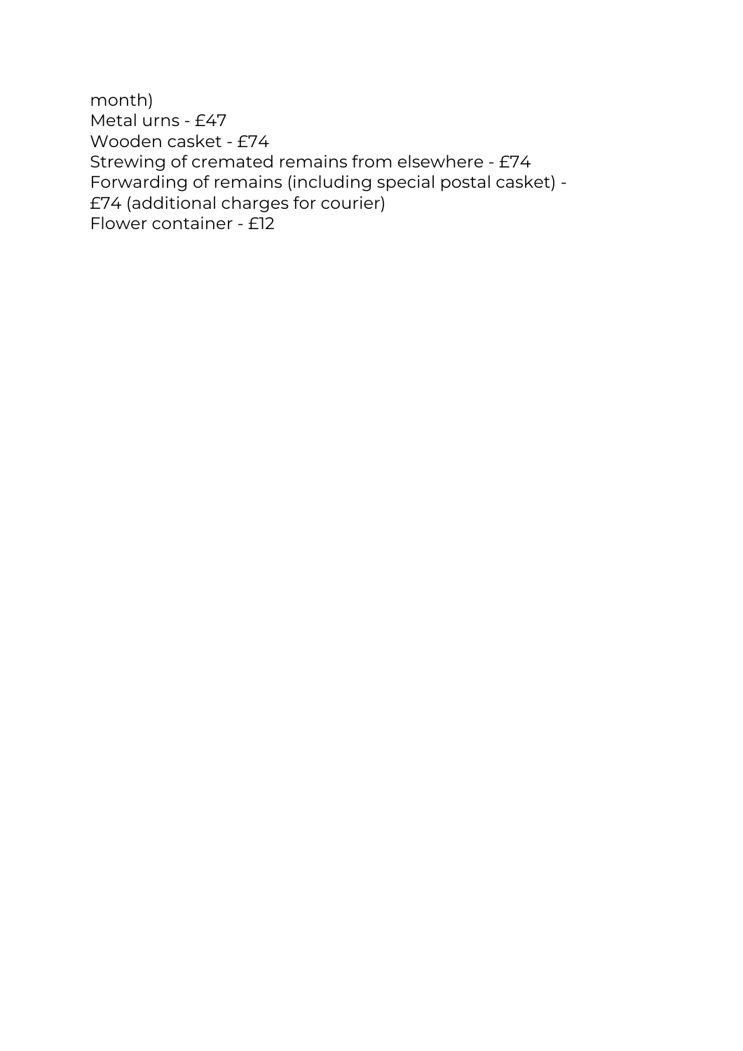month)
Metal urns - £47
Wooden casket - £74
Strewing of cremated remains from elsewhere - £74
Forwarding of remains (including special postal casket) - £74 (additional charges for courier)
Flower container - £12